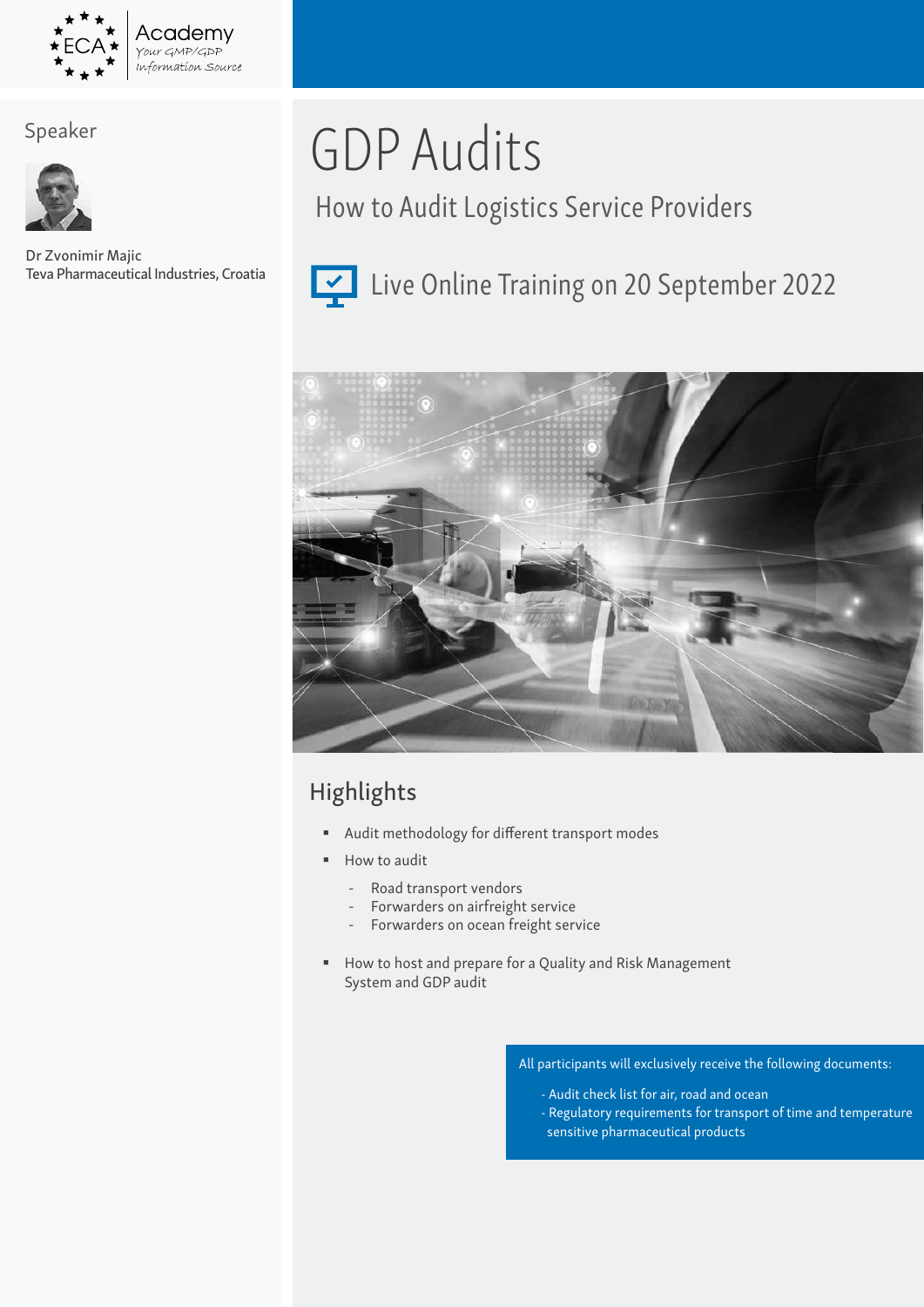ECA Academy
Your GMP/GDP Information Source

# GDP Audits

## How to Audit Logistics Service Providers

Live Online Training on 20 September 2022

### Speaker

Dr Zvonimir Majic
Teva Pharmaceutical Industries, Croatia

## Highlights

- Audit methodology for different transport modes
- How to audit
  - Road transport vendors
  - Forwarders on airfreight service
  - Forwarders on ocean freight service
- How to host and prepare for a Quality and Risk Management System and GDP audit

All participants will exclusively receive the following documents:

- Audit check list for air, road and ocean
- Regulatory requirements for transport of time and temperature sensitive pharmaceutical products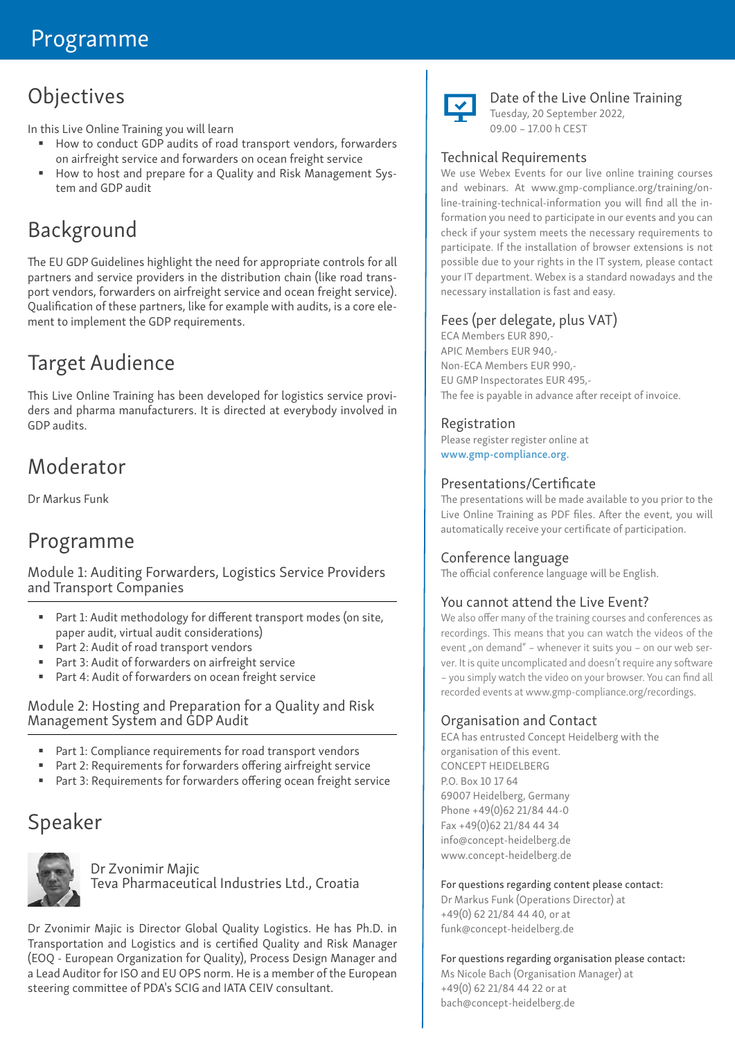# Programme

## Objectives

In this Live Online Training you will learn

- How to conduct GDP audits of road transport vendors, forwarders on airfreight service and forwarders on ocean freight service
- How to host and prepare for a Quality and Risk Management System and GDP audit

## Background

The EU GDP Guidelines highlight the need for appropriate controls for all partners and service providers in the distribution chain (like road transport vendors, forwarders on airfreight service and ocean freight service). Qualification of these partners, like for example with audits, is a core element to implement the GDP requirements.

## Target Audience

This Live Online Training has been developed for logistics service providers and pharma manufacturers. It is directed at everybody involved in GDP audits.

## Moderator

Dr Markus Funk

## Programme

### Module 1: Auditing Forwarders, Logistics Service Providers and Transport Companies

- Part 1: Audit methodology for different transport modes (on site, paper audit, virtual audit considerations)
- Part 2: Audit of road transport vendors
- Part 3: Audit of forwarders on airfreight service
- Part 4: Audit of forwarders on ocean freight service

### Module 2: Hosting and Preparation for a Quality and Risk Management System and GDP Audit

- Part 1: Compliance requirements for road transport vendors
- Part 2: Requirements for forwarders offering airfreight service
- Part 3: Requirements for forwarders offering ocean freight service

## Speaker

Dr Zvonimir Majic
Teva Pharmaceutical Industries Ltd., Croatia

Dr Zvonimir Majic is Director Global Quality Logistics. He has Ph.D. in Transportation and Logistics and is certified Quality and Risk Manager (EOQ - European Organization for Quality), Process Design Manager and a Lead Auditor for ISO and EU OPS norm. He is a member of the European steering committee of PDA's SCIG and IATA CEIV consultant.

### Date of the Live Online Training

Tuesday, 20 September 2022,
09.00 – 17.00 h CEST

### Technical Requirements

We use Webex Events for our live online training courses and webinars. At www.gmp-compliance.org/training/online-training-technical-information you will find all the information you need to participate in our events and you can check if your system meets the necessary requirements to participate. If the installation of browser extensions is not possible due to your rights in the IT system, please contact your IT department. Webex is a standard nowadays and the necessary installation is fast and easy.

### Fees (per delegate, plus VAT)

ECA Members EUR 890,-
APIC Members EUR 940,-
Non-ECA Members EUR 990,-
EU GMP Inspectorates EUR 495,-
The fee is payable in advance after receipt of invoice.

### Registration

Please register register online at
www.gmp-compliance.org.

### Presentations/Certificate

The presentations will be made available to you prior to the Live Online Training as PDF files. After the event, you will automatically receive your certificate of participation.

### Conference language

The official conference language will be English.

### You cannot attend the Live Event?

We also offer many of the training courses and conferences as recordings. This means that you can watch the videos of the event „on demand" – whenever it suits you – on our web server. It is quite uncomplicated and doesn't require any software – you simply watch the video on your browser. You can find all recorded events at www.gmp-compliance.org/recordings.

### Organisation and Contact

ECA has entrusted Concept Heidelberg with the organisation of this event.
CONCEPT HEIDELBERG
P.O. Box 10 17 64
69007 Heidelberg, Germany
Phone +49(0)62 21/84 44-0
Fax +49(0)62 21/84 44 34
info@concept-heidelberg.de
www.concept-heidelberg.de

For questions regarding content please contact:
Dr Markus Funk (Operations Director) at
+49(0) 62 21/84 44 40, or at
funk@concept-heidelberg.de

For questions regarding organisation please contact:
Ms Nicole Bach (Organisation Manager) at
+49(0) 62 21/84 44 22 or at
bach@concept-heidelberg.de